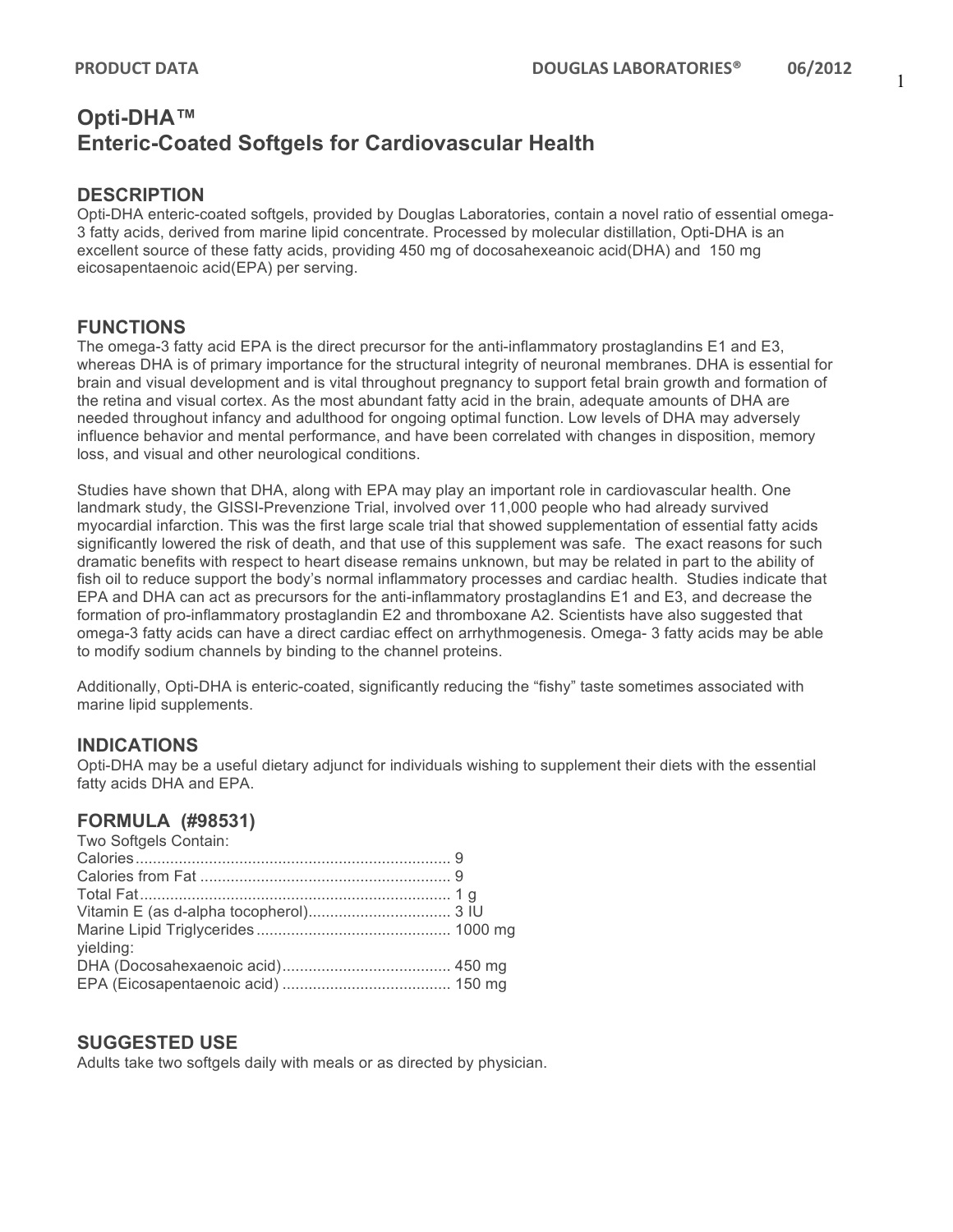# Opti-DHA™
# Enteric-Coated Softgels for Cardiovascular Health

## DESCRIPTION

Opti-DHA enteric-coated softgels, provided by Douglas Laboratories, contain a novel ratio of essential omega-3 fatty acids, derived from marine lipid concentrate. Processed by molecular distillation, Opti-DHA is an excellent source of these fatty acids, providing 450 mg of docosahexeanoic acid(DHA) and 150 mg eicosapentaenoic acid(EPA) per serving.

## FUNCTIONS

The omega-3 fatty acid EPA is the direct precursor for the anti-inflammatory prostaglandins E1 and E3, whereas DHA is of primary importance for the structural integrity of neuronal membranes. DHA is essential for brain and visual development and is vital throughout pregnancy to support fetal brain growth and formation of the retina and visual cortex. As the most abundant fatty acid in the brain, adequate amounts of DHA are needed throughout infancy and adulthood for ongoing optimal function. Low levels of DHA may adversely influence behavior and mental performance, and have been correlated with changes in disposition, memory loss, and visual and other neurological conditions.

Studies have shown that DHA, along with EPA may play an important role in cardiovascular health. One landmark study, the GISSI-Prevenzione Trial, involved over 11,000 people who had already survived myocardial infarction. This was the first large scale trial that showed supplementation of essential fatty acids significantly lowered the risk of death, and that use of this supplement was safe. The exact reasons for such dramatic benefits with respect to heart disease remains unknown, but may be related in part to the ability of fish oil to reduce support the body's normal inflammatory processes and cardiac health. Studies indicate that EPA and DHA can act as precursors for the anti-inflammatory prostaglandins E1 and E3, and decrease the formation of pro-inflammatory prostaglandin E2 and thromboxane A2. Scientists have also suggested that omega-3 fatty acids can have a direct cardiac effect on arrhythmogenesis. Omega- 3 fatty acids may be able to modify sodium channels by binding to the channel proteins.

Additionally, Opti-DHA is enteric-coated, significantly reducing the "fishy" taste sometimes associated with marine lipid supplements.

## INDICATIONS

Opti-DHA may be a useful dietary adjunct for individuals wishing to supplement their diets with the essential fatty acids DHA and EPA.

## FORMULA (#98531)

Two Softgels Contain:

| | |
|---|---|
| Calories | 9 |
| Calories from Fat | 9 |
| Total Fat | 1 g |
| Vitamin E (as d-alpha tocopherol) | 3 IU |
| Marine Lipid Triglycerides | 1000 mg |
| yielding: | |
| DHA (Docosahexaenoic acid) | 450 mg |
| EPA (Eicosapentaenoic acid) | 150 mg |

## SUGGESTED USE

Adults take two softgels daily with meals or as directed by physician.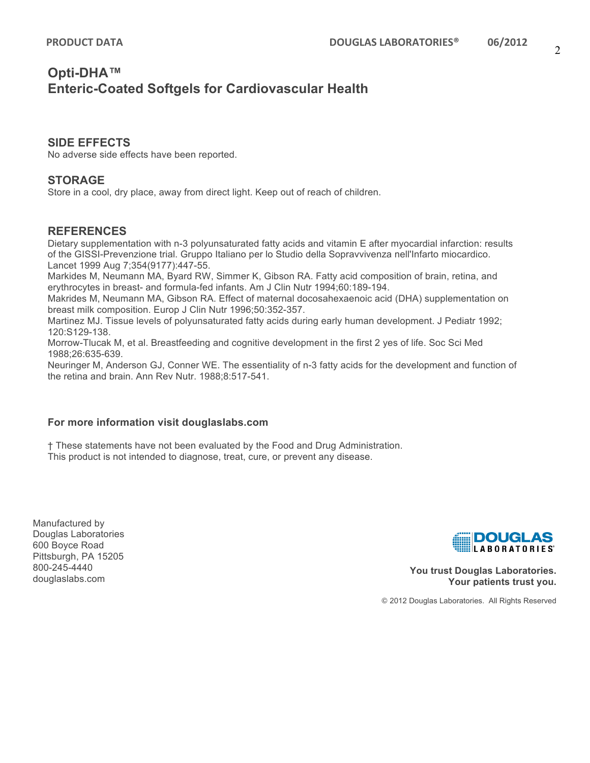# Opti-DHA™
# Enteric-Coated Softgels for Cardiovascular Health

## SIDE EFFECTS

No adverse side effects have been reported.

## STORAGE

Store in a cool, dry place, away from direct light. Keep out of reach of children.

## REFERENCES

Dietary supplementation with n-3 polyunsaturated fatty acids and vitamin E after myocardial infarction: results of the GISSI-Prevenzione trial. Gruppo Italiano per lo Studio della Sopravvivenza nell'Infarto miocardico. Lancet 1999 Aug 7;354(9177):447-55.

Markides M, Neumann MA, Byard RW, Simmer K, Gibson RA. Fatty acid composition of brain, retina, and erythrocytes in breast- and formula-fed infants. Am J Clin Nutr 1994;60:189-194.

Makrides M, Neumann MA, Gibson RA. Effect of maternal docosahexaenoic acid (DHA) supplementation on breast milk composition. Europ J Clin Nutr 1996;50:352-357.

Martinez MJ. Tissue levels of polyunsaturated fatty acids during early human development. J Pediatr 1992; 120:S129-138.

Morrow-Tlucak M, et al. Breastfeeding and cognitive development in the first 2 yes of life. Soc Sci Med 1988;26:635-639.

Neuringer M, Anderson GJ, Conner WE. The essentiality of n-3 fatty acids for the development and function of the retina and brain. Ann Rev Nutr. 1988;8:517-541.

**For more information visit douglaslabs.com**

† These statements have not been evaluated by the Food and Drug Administration.
This product is not intended to diagnose, treat, cure, or prevent any disease.

Manufactured by
Douglas Laboratories
600 Boyce Road
Pittsburgh, PA 15205
800-245-4440
douglaslabs.com

DOUGLAS LABORATORIES®

**You trust Douglas Laboratories.**
**Your patients trust you.**

© 2012 Douglas Laboratories. All Rights Reserved